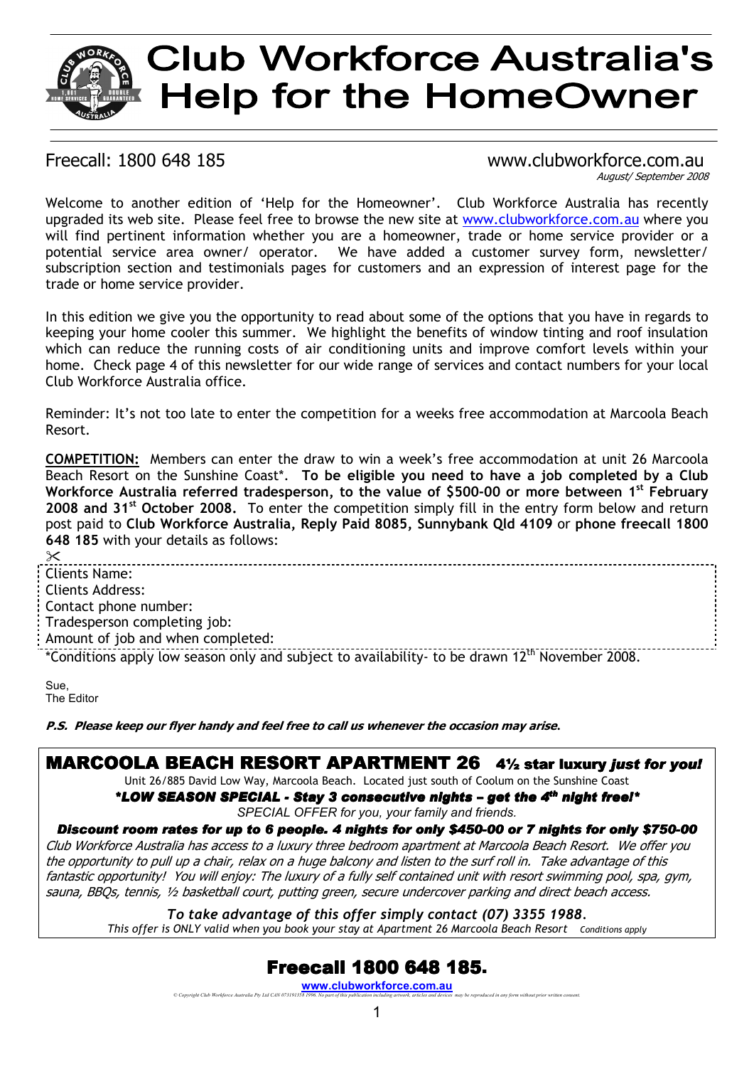# Club Workforce Australia's Help for the HomeOwner

Freecall: 1800 648 185

www.clubworkforce.com.au

*August/ September 2008*

Welcome to another edition of 'Help for the Homeowner'. Club Workforce Australia has recently upgraded its web site. Please feel free to browse the new site at www.clubworkforce.com.au where you will find pertinent information whether you are a homeowner, trade or home service provider or a potential service area owner/ operator. We have added a customer survey form, newsletter/ subscription section and testimonials pages for customers and an expression of interest page for the trade or home service provider.

In this edition we give you the opportunity to read about some of the options that you have in regards to keeping your home cooler this summer. We highlight the benefits of window tinting and roof insulation which can reduce the running costs of air conditioning units and improve comfort levels within your home. Check page 4 of this newsletter for our wide range of services and contact numbers for your local Club Workforce Australia office.

Reminder: It's not too late to enter the competition for a weeks free accommodation at Marcoola Beach Resort.

**COMPETITION:** Members can enter the draw to win a week's free accommodation at unit 26 Marcoola Beach Resort on the Sunshine Coast*. **To be eligible you need to have a job completed by a Club Workforce Australia referred tradesperson, to the value of $500-00 or more between 1st February 2008 and 31st October 2008.** To enter the competition simply fill in the entry form below and return post paid to **Club Workforce Australia, Reply Paid 8085, Sunnybank Qld 4109** or **phone freecall 1800 648 185** with your details as follows:

✂

Clients Name:
Clients Address:
Contact phone number:
Tradesperson completing job:
Amount of job and when completed:

*Conditions apply low season only and subject to availability- to be drawn 12th November 2008.

Sue,
The Editor

***P.S. Please keep our flyer handy and feel free to call us whenever the occasion may arise.***

## MARCOOLA BEACH RESORT APARTMENT 26 4½ star luxury *just for you!*

Unit 26/885 David Low Way, Marcoola Beach. Located just south of Coolum on the Sunshine Coast

***\*LOW SEASON SPECIAL - Stay 3 consecutive nights – get the 4th night free!\****

*SPECIAL OFFER for you, your family and friends.*

***Discount room rates for up to 6 people. 4 nights for only $450-00 or 7 nights for only $750-00***

*Club Workforce Australia has access to a luxury three bedroom apartment at Marcoola Beach Resort. We offer you the opportunity to pull up a chair, relax on a huge balcony and listen to the surf roll in. Take advantage of this fantastic opportunity! You will enjoy: The luxury of a fully self contained unit with resort swimming pool, spa, gym, sauna, BBQs, tennis, ½ basketball court, putting green, secure undercover parking and direct beach access.*

*To take advantage of this offer simply contact (07) 3355 1988.*

*This offer is ONLY valid when you book your stay at Apartment 26 Marcoola Beach Resort* *Conditions apply*

**Freecall 1800 648 185.**

**www.clubworkforce.com.au**

*© Copyright Club Workforce Australia Pty Ltd CAN 073191358 1996. No part of this publication including artwork, articles and devices may be reproduced in any form without prior written consent.*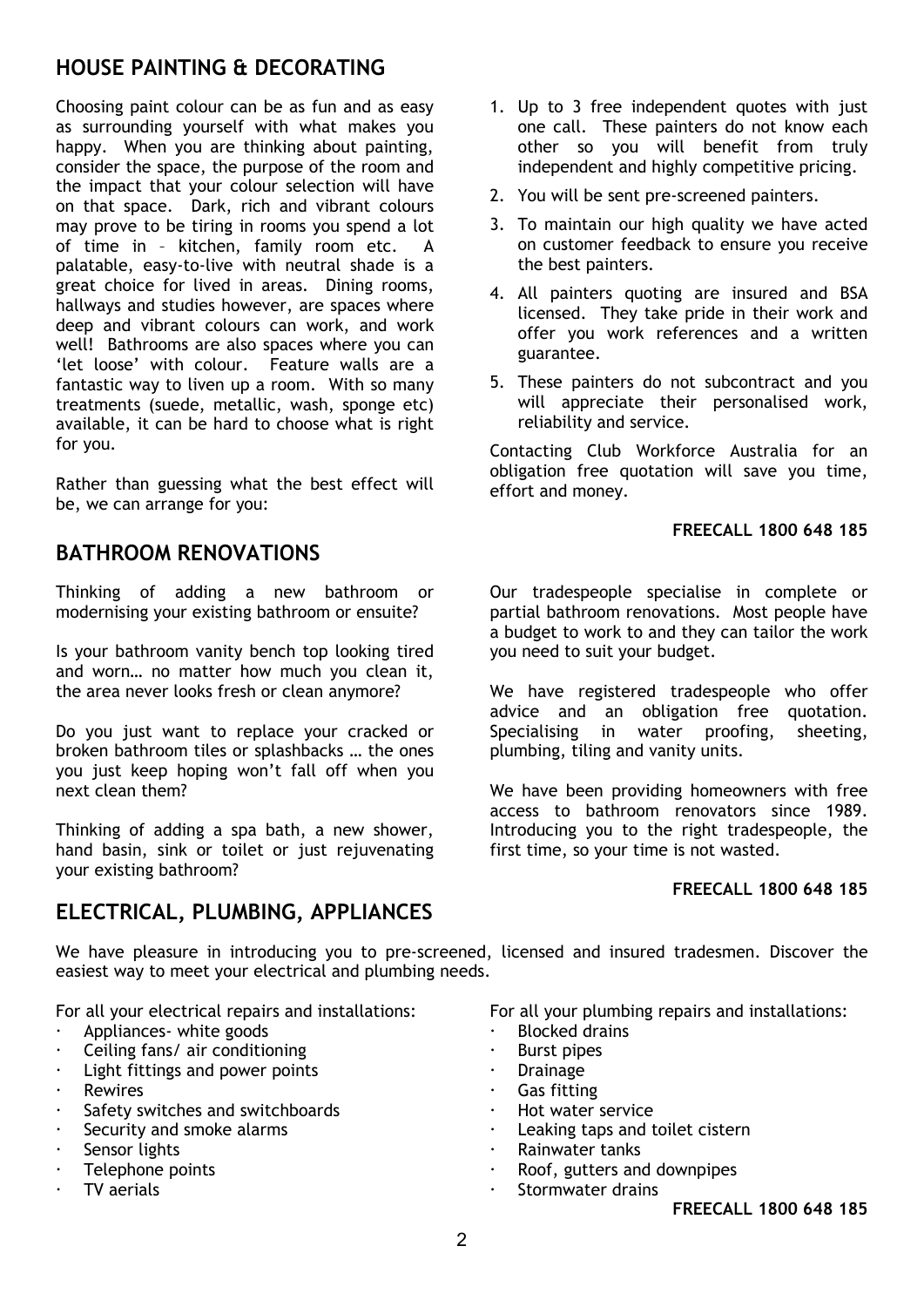## HOUSE PAINTING & DECORATING

Choosing paint colour can be as fun and as easy as surrounding yourself with what makes you happy. When you are thinking about painting, consider the space, the purpose of the room and the impact that your colour selection will have on that space. Dark, rich and vibrant colours may prove to be tiring in rooms you spend a lot of time in – kitchen, family room etc. A palatable, easy-to-live with neutral shade is a great choice for lived in areas. Dining rooms, hallways and studies however, are spaces where deep and vibrant colours can work, and work well! Bathrooms are also spaces where you can 'let loose' with colour. Feature walls are a fantastic way to liven up a room. With so many treatments (suede, metallic, wash, sponge etc) available, it can be hard to choose what is right for you.

Rather than guessing what the best effect will be, we can arrange for you:

1. Up to 3 free independent quotes with just one call. These painters do not know each other so you will benefit from truly independent and highly competitive pricing.
2. You will be sent pre-screened painters.
3. To maintain our high quality we have acted on customer feedback to ensure you receive the best painters.
4. All painters quoting are insured and BSA licensed. They take pride in their work and offer you work references and a written guarantee.
5. These painters do not subcontract and you will appreciate their personalised work, reliability and service.

Contacting Club Workforce Australia for an obligation free quotation will save you time, effort and money.

**FREECALL 1800 648 185**

## BATHROOM RENOVATIONS

Thinking of adding a new bathroom or modernising your existing bathroom or ensuite?

Is your bathroom vanity bench top looking tired and worn… no matter how much you clean it, the area never looks fresh or clean anymore?

Do you just want to replace your cracked or broken bathroom tiles or splashbacks … the ones you just keep hoping won't fall off when you next clean them?

Thinking of adding a spa bath, a new shower, hand basin, sink or toilet or just rejuvenating your existing bathroom?

Our tradespeople specialise in complete or partial bathroom renovations. Most people have a budget to work to and they can tailor the work you need to suit your budget.

We have registered tradespeople who offer advice and an obligation free quotation. Specialising in water proofing, sheeting, plumbing, tiling and vanity units.

We have been providing homeowners with free access to bathroom renovators since 1989. Introducing you to the right tradespeople, the first time, so your time is not wasted.

**FREECALL 1800 648 185**

## ELECTRICAL, PLUMBING, APPLIANCES

We have pleasure in introducing you to pre-screened, licensed and insured tradesmen. Discover the easiest way to meet your electrical and plumbing needs.

For all your electrical repairs and installations:

- Appliances- white goods
- Ceiling fans/ air conditioning
- Light fittings and power points
- Rewires
- Safety switches and switchboards
- Security and smoke alarms
- Sensor lights
- Telephone points
- TV aerials

For all your plumbing repairs and installations:

- Blocked drains
- Burst pipes
- Drainage
- Gas fitting
- Hot water service
- Leaking taps and toilet cistern
- Rainwater tanks
- Roof, gutters and downpipes
- Stormwater drains

**FREECALL 1800 648 185**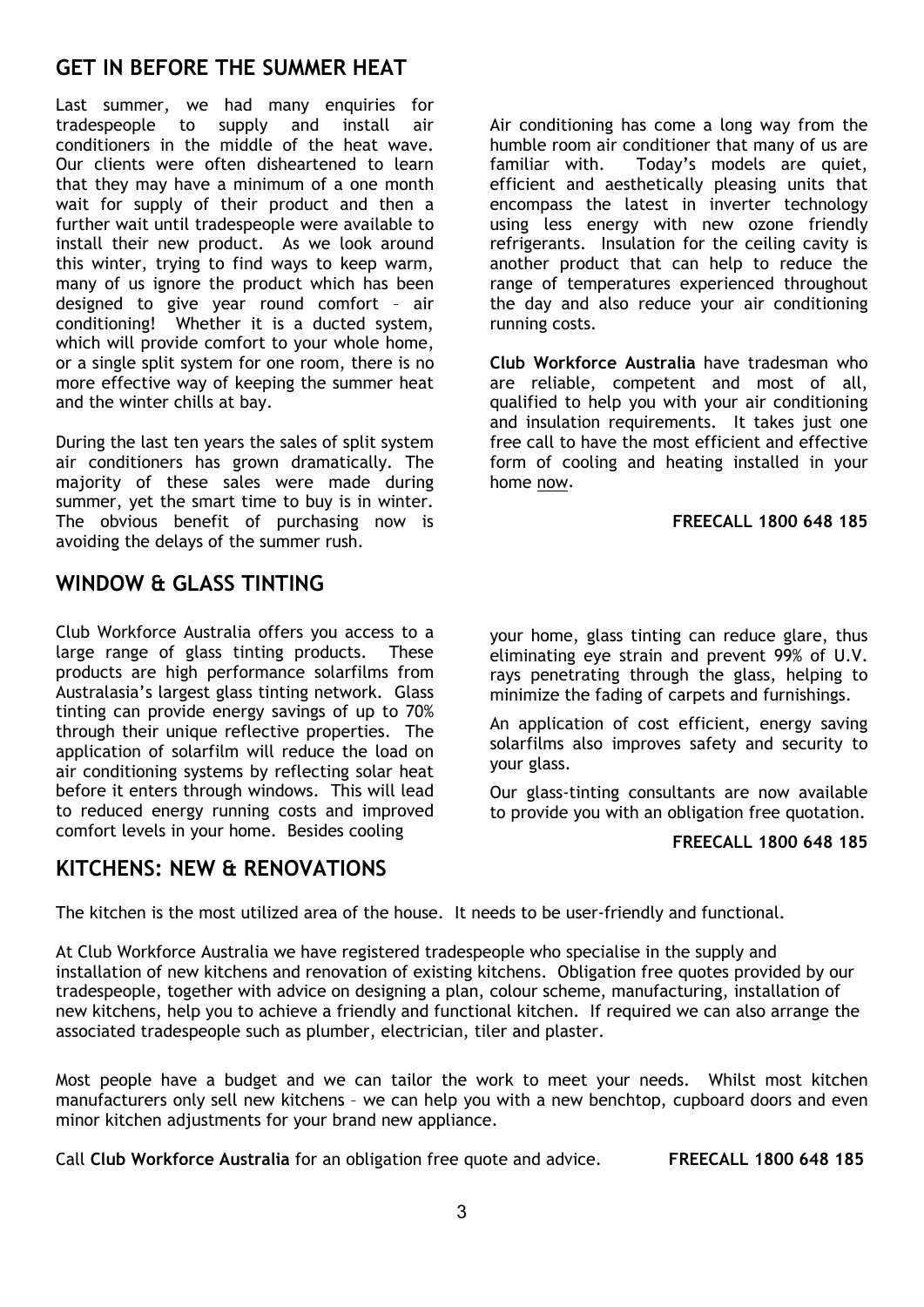## GET IN BEFORE THE SUMMER HEAT

Last summer, we had many enquiries for tradespeople to supply and install air conditioners in the middle of the heat wave. Our clients were often disheartened to learn that they may have a minimum of a one month wait for supply of their product and then a further wait until tradespeople were available to install their new product. As we look around this winter, trying to find ways to keep warm, many of us ignore the product which has been designed to give year round comfort – air conditioning! Whether it is a ducted system, which will provide comfort to your whole home, or a single split system for one room, there is no more effective way of keeping the summer heat and the winter chills at bay.

During the last ten years the sales of split system air conditioners has grown dramatically. The majority of these sales were made during summer, yet the smart time to buy is in winter. The obvious benefit of purchasing now is avoiding the delays of the summer rush.

Air conditioning has come a long way from the humble room air conditioner that many of us are familiar with. Today's models are quiet, efficient and aesthetically pleasing units that encompass the latest in inverter technology using less energy with new ozone friendly refrigerants. Insulation for the ceiling cavity is another product that can help to reduce the range of temperatures experienced throughout the day and also reduce your air conditioning running costs.

**Club Workforce Australia** have tradesman who are reliable, competent and most of all, qualified to help you with your air conditioning and insulation requirements. It takes just one free call to have the most efficient and effective form of cooling and heating installed in your home now.

**FREECALL 1800 648 185**

## WINDOW & GLASS TINTING

Club Workforce Australia offers you access to a large range of glass tinting products. These products are high performance solarfilms from Australasia's largest glass tinting network. Glass tinting can provide energy savings of up to 70% through their unique reflective properties. The application of solarfilm will reduce the load on air conditioning systems by reflecting solar heat before it enters through windows. This will lead to reduced energy running costs and improved comfort levels in your home. Besides cooling your home, glass tinting can reduce glare, thus eliminating eye strain and prevent 99% of U.V. rays penetrating through the glass, helping to minimize the fading of carpets and furnishings.

An application of cost efficient, energy saving solarfilms also improves safety and security to your glass.

Our glass-tinting consultants are now available to provide you with an obligation free quotation.

**FREECALL 1800 648 185**

## KITCHENS: NEW & RENOVATIONS

The kitchen is the most utilized area of the house. It needs to be user-friendly and functional.

At Club Workforce Australia we have registered tradespeople who specialise in the supply and installation of new kitchens and renovation of existing kitchens. Obligation free quotes provided by our tradespeople, together with advice on designing a plan, colour scheme, manufacturing, installation of new kitchens, help you to achieve a friendly and functional kitchen. If required we can also arrange the associated tradespeople such as plumber, electrician, tiler and plaster.

Most people have a budget and we can tailor the work to meet your needs. Whilst most kitchen manufacturers only sell new kitchens – we can help you with a new benchtop, cupboard doors and even minor kitchen adjustments for your brand new appliance.

Call **Club Workforce Australia** for an obligation free quote and advice. **FREECALL 1800 648 185**